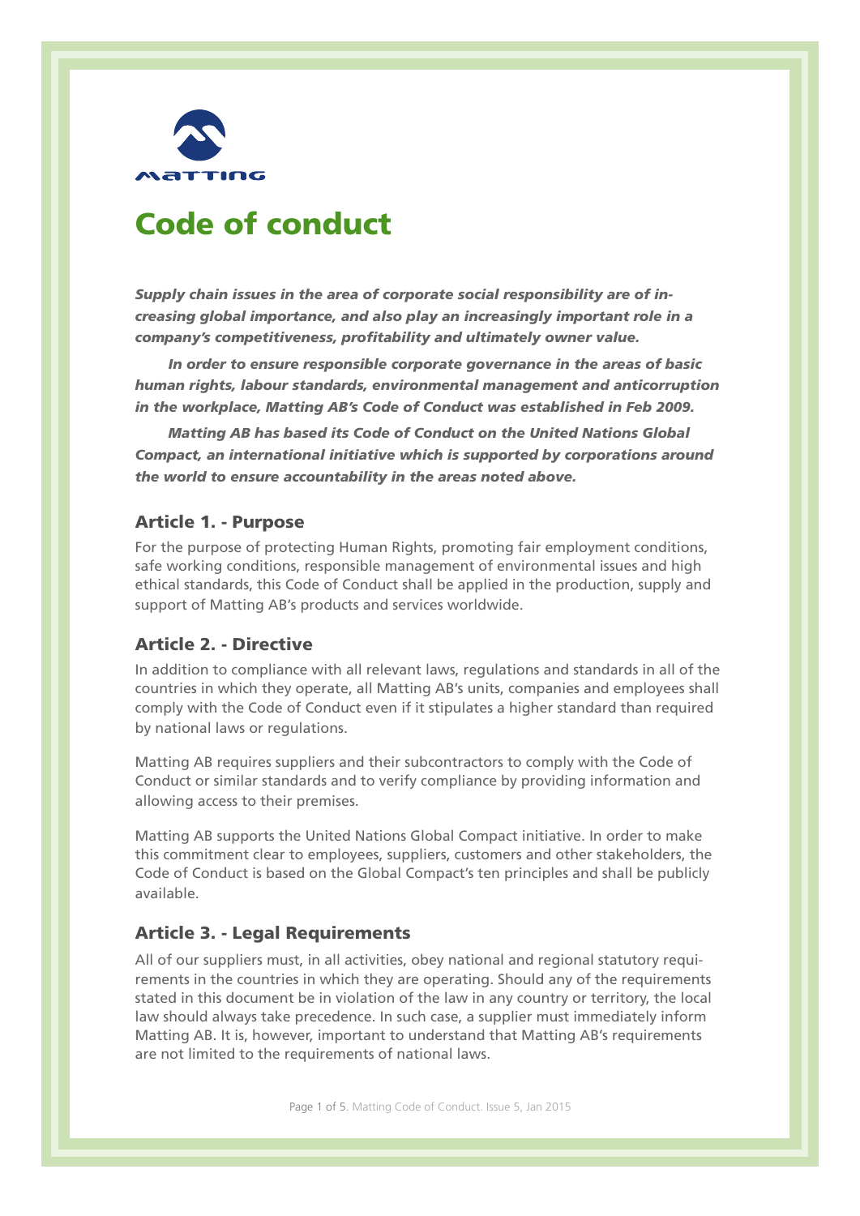# Code of conduct

***Supply chain issues in the area of corporate social responsibility are of increasing global importance, and also play an increasingly important role in a company's competitiveness, profitability and ultimately owner value.***

***In order to ensure responsible corporate governance in the areas of basic human rights, labour standards, environmental management and anticorruption in the workplace, Matting AB's Code of Conduct was established in Feb 2009.***

***Matting AB has based its Code of Conduct on the United Nations Global Compact, an international initiative which is supported by corporations around the world to ensure accountability in the areas noted above.***

## Article 1. - Purpose

For the purpose of protecting Human Rights, promoting fair employment conditions, safe working conditions, responsible management of environmental issues and high ethical standards, this Code of Conduct shall be applied in the production, supply and support of Matting AB's products and services worldwide.

## Article 2. - Directive

In addition to compliance with all relevant laws, regulations and standards in all of the countries in which they operate, all Matting AB's units, companies and employees shall comply with the Code of Conduct even if it stipulates a higher standard than required by national laws or regulations.

Matting AB requires suppliers and their subcontractors to comply with the Code of Conduct or similar standards and to verify compliance by providing information and allowing access to their premises.

Matting AB supports the United Nations Global Compact initiative. In order to make this commitment clear to employees, suppliers, customers and other stakeholders, the Code of Conduct is based on the Global Compact's ten principles and shall be publicly available.

## Article 3. - Legal Requirements

All of our suppliers must, in all activities, obey national and regional statutory requirements in the countries in which they are operating. Should any of the requirements stated in this document be in violation of the law in any country or territory, the local law should always take precedence. In such case, a supplier must immediately inform Matting AB. It is, however, important to understand that Matting AB's requirements are not limited to the requirements of national laws.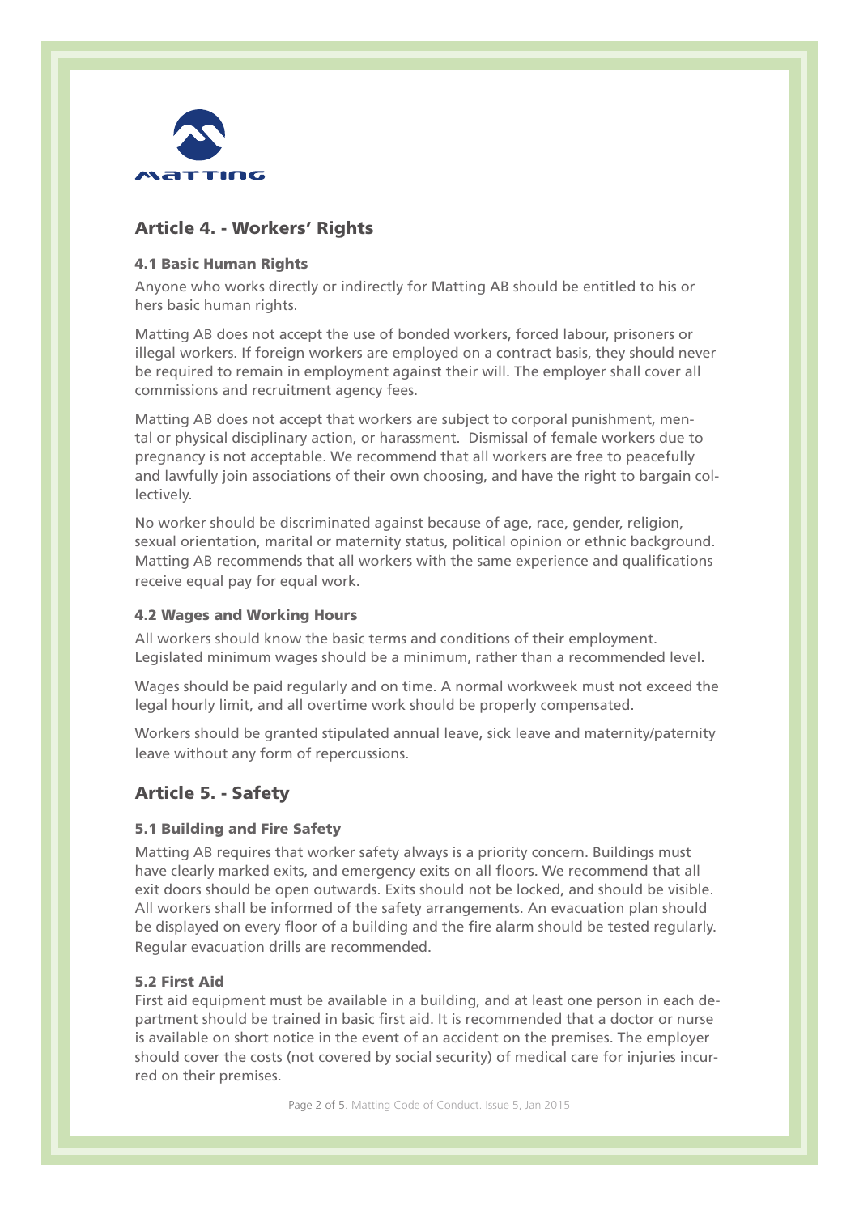## Article 4. - Workers' Rights

### 4.1 Basic Human Rights

Anyone who works directly or indirectly for Matting AB should be entitled to his or hers basic human rights.

Matting AB does not accept the use of bonded workers, forced labour, prisoners or illegal workers. If foreign workers are employed on a contract basis, they should never be required to remain in employment against their will. The employer shall cover all commissions and recruitment agency fees.

Matting AB does not accept that workers are subject to corporal punishment, mental or physical disciplinary action, or harassment. Dismissal of female workers due to pregnancy is not acceptable. We recommend that all workers are free to peacefully and lawfully join associations of their own choosing, and have the right to bargain collectively.

No worker should be discriminated against because of age, race, gender, religion, sexual orientation, marital or maternity status, political opinion or ethnic background. Matting AB recommends that all workers with the same experience and qualifications receive equal pay for equal work.

### 4.2 Wages and Working Hours

All workers should know the basic terms and conditions of their employment. Legislated minimum wages should be a minimum, rather than a recommended level.

Wages should be paid regularly and on time. A normal workweek must not exceed the legal hourly limit, and all overtime work should be properly compensated.

Workers should be granted stipulated annual leave, sick leave and maternity/paternity leave without any form of repercussions.

## Article 5. - Safety

### 5.1 Building and Fire Safety

Matting AB requires that worker safety always is a priority concern. Buildings must have clearly marked exits, and emergency exits on all floors. We recommend that all exit doors should be open outwards. Exits should not be locked, and should be visible. All workers shall be informed of the safety arrangements. An evacuation plan should be displayed on every floor of a building and the fire alarm should be tested regularly. Regular evacuation drills are recommended.

### 5.2 First Aid

First aid equipment must be available in a building, and at least one person in each department should be trained in basic first aid. It is recommended that a doctor or nurse is available on short notice in the event of an accident on the premises. The employer should cover the costs (not covered by social security) of medical care for injuries incurred on their premises.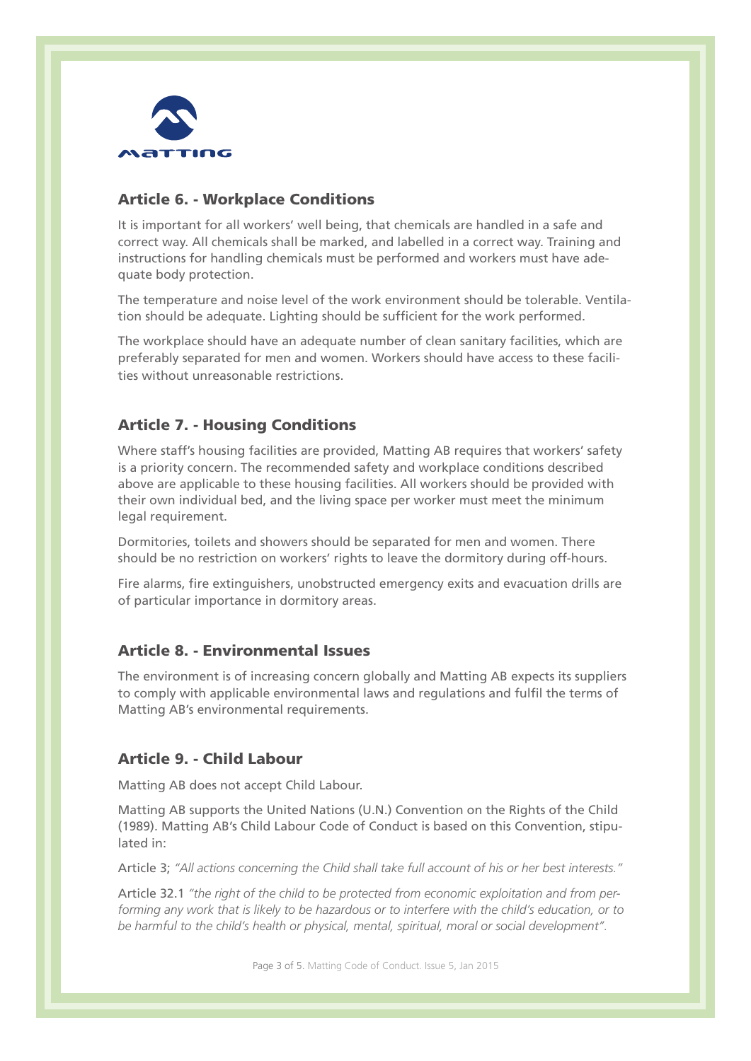## Article 6. - Workplace Conditions

It is important for all workers' well being, that chemicals are handled in a safe and correct way. All chemicals shall be marked, and labelled in a correct way. Training and instructions for handling chemicals must be performed and workers must have adequate body protection.

The temperature and noise level of the work environment should be tolerable. Ventilation should be adequate. Lighting should be sufficient for the work performed.

The workplace should have an adequate number of clean sanitary facilities, which are preferably separated for men and women. Workers should have access to these facilities without unreasonable restrictions.

## Article 7. - Housing Conditions

Where staff's housing facilities are provided, Matting AB requires that workers' safety is a priority concern. The recommended safety and workplace conditions described above are applicable to these housing facilities. All workers should be provided with their own individual bed, and the living space per worker must meet the minimum legal requirement.

Dormitories, toilets and showers should be separated for men and women. There should be no restriction on workers' rights to leave the dormitory during off-hours.

Fire alarms, fire extinguishers, unobstructed emergency exits and evacuation drills are of particular importance in dormitory areas.

## Article 8. - Environmental Issues

The environment is of increasing concern globally and Matting AB expects its suppliers to comply with applicable environmental laws and regulations and fulfil the terms of Matting AB's environmental requirements.

## Article 9. - Child Labour

Matting AB does not accept Child Labour.

Matting AB supports the United Nations (U.N.) Convention on the Rights of the Child (1989). Matting AB's Child Labour Code of Conduct is based on this Convention, stipulated in:

Article 3; *"All actions concerning the Child shall take full account of his or her best interests."*

Article 32.1 *"the right of the child to be protected from economic exploitation and from performing any work that is likely to be hazardous or to interfere with the child's education, or to be harmful to the child's health or physical, mental, spiritual, moral or social development".*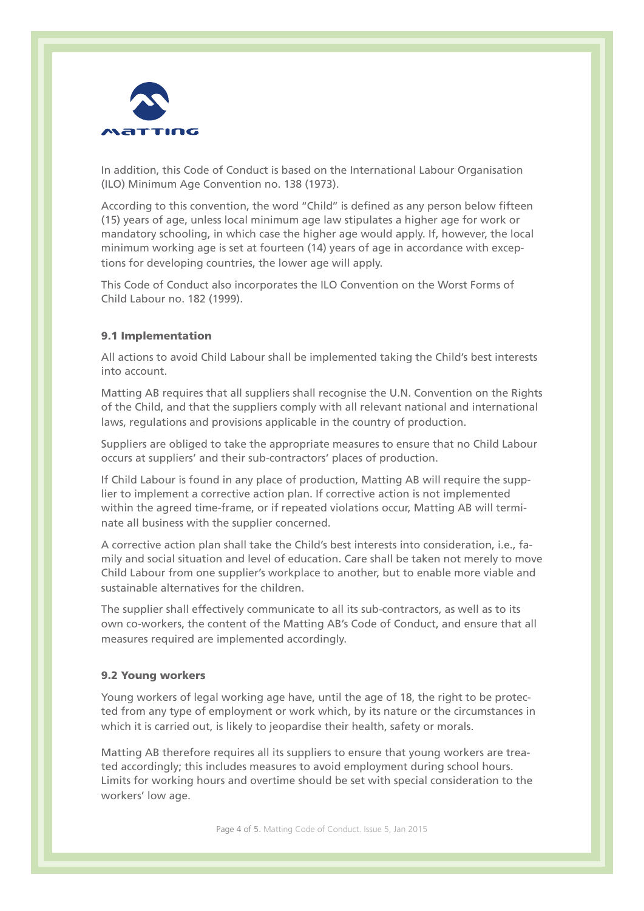In addition, this Code of Conduct is based on the International Labour Organisation (ILO) Minimum Age Convention no. 138 (1973).

According to this convention, the word "Child" is defined as any person below fifteen (15) years of age, unless local minimum age law stipulates a higher age for work or mandatory schooling, in which case the higher age would apply. If, however, the local minimum working age is set at fourteen (14) years of age in accordance with exceptions for developing countries, the lower age will apply.

This Code of Conduct also incorporates the ILO Convention on the Worst Forms of Child Labour no. 182 (1999).

### 9.1 Implementation

All actions to avoid Child Labour shall be implemented taking the Child's best interests into account.

Matting AB requires that all suppliers shall recognise the U.N. Convention on the Rights of the Child, and that the suppliers comply with all relevant national and international laws, regulations and provisions applicable in the country of production.

Suppliers are obliged to take the appropriate measures to ensure that no Child Labour occurs at suppliers' and their sub-contractors' places of production.

If Child Labour is found in any place of production, Matting AB will require the supplier to implement a corrective action plan. If corrective action is not implemented within the agreed time-frame, or if repeated violations occur, Matting AB will terminate all business with the supplier concerned.

A corrective action plan shall take the Child's best interests into consideration, i.e., family and social situation and level of education. Care shall be taken not merely to move Child Labour from one supplier's workplace to another, but to enable more viable and sustainable alternatives for the children.

The supplier shall effectively communicate to all its sub-contractors, as well as to its own co-workers, the content of the Matting AB's Code of Conduct, and ensure that all measures required are implemented accordingly.

### 9.2 Young workers

Young workers of legal working age have, until the age of 18, the right to be protected from any type of employment or work which, by its nature or the circumstances in which it is carried out, is likely to jeopardise their health, safety or morals.

Matting AB therefore requires all its suppliers to ensure that young workers are treated accordingly; this includes measures to avoid employment during school hours. Limits for working hours and overtime should be set with special consideration to the workers' low age.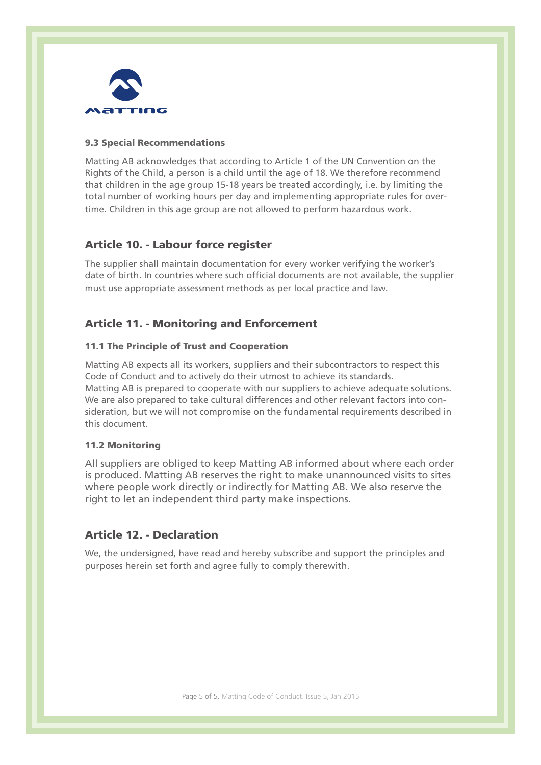### 9.3 Special Recommendations

Matting AB acknowledges that according to Article 1 of the UN Convention on the Rights of the Child, a person is a child until the age of 18. We therefore recommend that children in the age group 15-18 years be treated accordingly, i.e. by limiting the total number of working hours per day and implementing appropriate rules for overtime. Children in this age group are not allowed to perform hazardous work.

## Article 10. - Labour force register

The supplier shall maintain documentation for every worker verifying the worker's date of birth. In countries where such official documents are not available, the supplier must use appropriate assessment methods as per local practice and law.

## Article 11. - Monitoring and Enforcement

### 11.1 The Principle of Trust and Cooperation

Matting AB expects all its workers, suppliers and their subcontractors to respect this Code of Conduct and to actively do their utmost to achieve its standards.
Matting AB is prepared to cooperate with our suppliers to achieve adequate solutions. We are also prepared to take cultural differences and other relevant factors into consideration, but we will not compromise on the fundamental requirements described in this document.

### 11.2 Monitoring

All suppliers are obliged to keep Matting AB informed about where each order is produced. Matting AB reserves the right to make unannounced visits to sites where people work directly or indirectly for Matting AB. We also reserve the right to let an independent third party make inspections.

## Article 12. - Declaration

We, the undersigned, have read and hereby subscribe and support the principles and purposes herein set forth and agree fully to comply therewith.